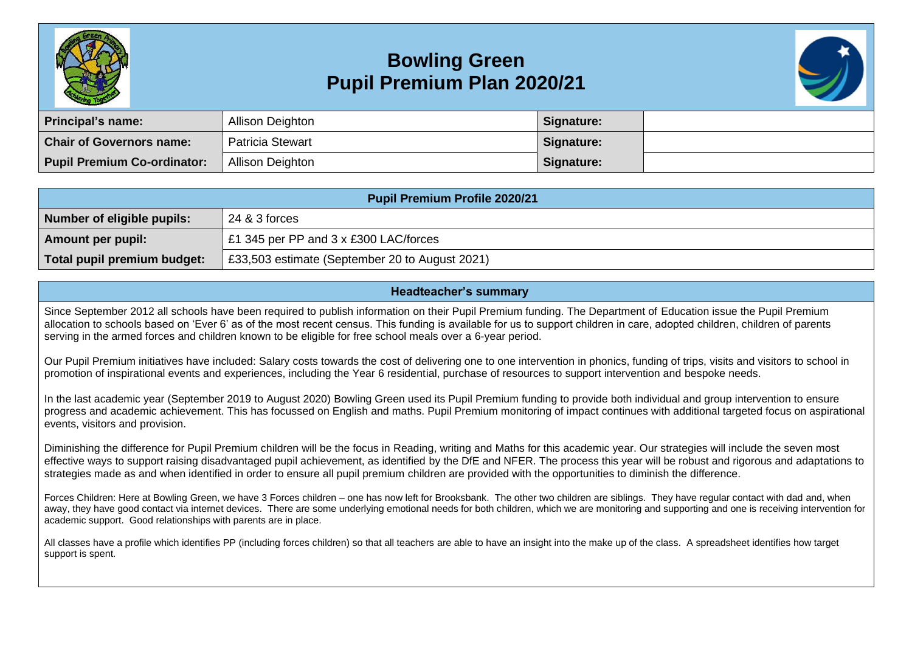# Bowling Green
# Pupil Premium Plan 2020/21

| **Principal's name:** | Allison Deighton | **Signature:** | |
|---|---|---|---|
| **Chair of Governors name:** | Patricia Stewart | **Signature:** | |
| **Pupil Premium Co-ordinator:** | Allison Deighton | **Signature:** | |

| **Pupil Premium Profile 2020/21** | |
|---|---|
| **Number of eligible pupils:** | 24 & 3 forces |
| **Amount per pupil:** | £1 345 per PP and 3 x £300 LAC/forces |
| **Total pupil premium budget:** | £33,503 estimate (September 20 to August 2021) |

## Headteacher's summary

Since September 2012 all schools have been required to publish information on their Pupil Premium funding. The Department of Education issue the Pupil Premium allocation to schools based on 'Ever 6' as of the most recent census. This funding is available for us to support children in care, adopted children, children of parents serving in the armed forces and children known to be eligible for free school meals over a 6-year period.

Our Pupil Premium initiatives have included: Salary costs towards the cost of delivering one to one intervention in phonics, funding of trips, visits and visitors to school in promotion of inspirational events and experiences, including the Year 6 residential, purchase of resources to support intervention and bespoke needs.

In the last academic year (September 2019 to August 2020) Bowling Green used its Pupil Premium funding to provide both individual and group intervention to ensure progress and academic achievement. This has focussed on English and maths. Pupil Premium monitoring of impact continues with additional targeted focus on aspirational events, visitors and provision.

Diminishing the difference for Pupil Premium children will be the focus in Reading, writing and Maths for this academic year. Our strategies will include the seven most effective ways to support raising disadvantaged pupil achievement, as identified by the DfE and NFER. The process this year will be robust and rigorous and adaptations to strategies made as and when identified in order to ensure all pupil premium children are provided with the opportunities to diminish the difference.

Forces Children: Here at Bowling Green, we have 3 Forces children – one has now left for Brooksbank. The other two children are siblings. They have regular contact with dad and, when away, they have good contact via internet devices. There are some underlying emotional needs for both children, which we are monitoring and supporting and one is receiving intervention for academic support. Good relationships with parents are in place.

All classes have a profile which identifies PP (including forces children) so that all teachers are able to have an insight into the make up of the class. A spreadsheet identifies how target support is spent.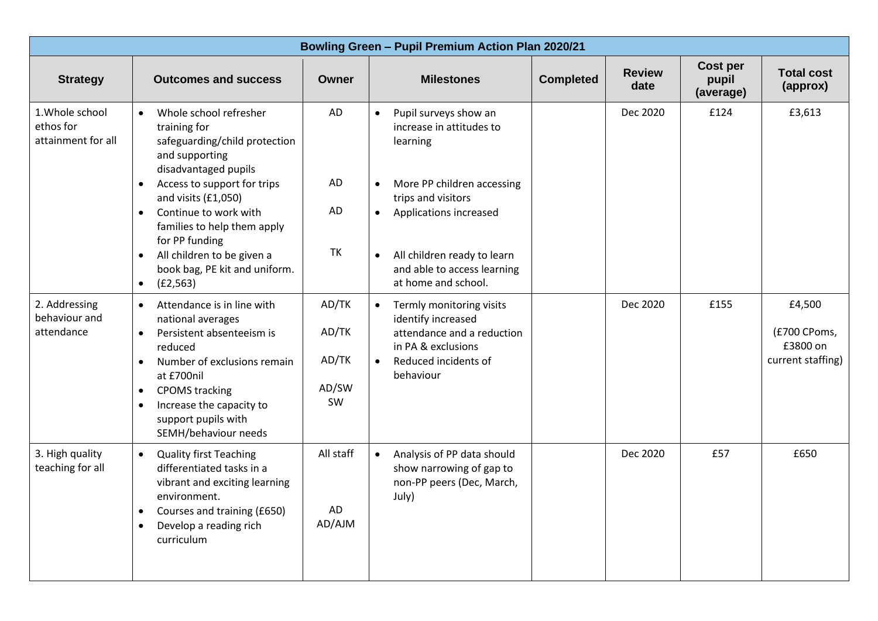| Bowling Green – Pupil Premium Action Plan 2020/21 | | | | | | | |
|---|---|---|---|---|---|---|---|
| **Strategy** | **Outcomes and success** | **Owner** | **Milestones** | **Completed** | **Review date** | **Cost per pupil (average)** | **Total cost (approx)** |
| 1.Whole school ethos for attainment for all | • Whole school refresher training for safeguarding/child protection and supporting disadvantaged pupils<br>• Access to support for trips and visits (£1,050)<br>• Continue to work with families to help them apply for PP funding<br>• All children to be given a book bag, PE kit and uniform.<br>• (£2,563) | AD<br><br>AD<br><br>AD<br><br>TK | • Pupil surveys show an increase in attitudes to learning<br>• More PP children accessing trips and visitors<br>• Applications increased<br>• All children ready to learn and able to access learning at home and school. | | Dec 2020 | £124 | £3,613 |
| 2. Addressing behaviour and attendance | • Attendance is in line with national averages<br>• Persistent absenteeism is reduced<br>• Number of exclusions remain at £700nil<br>• CPOMS tracking<br>• Increase the capacity to support pupils with SEMH/behaviour needs | AD/TK<br><br>AD/TK<br><br>AD/TK<br><br>AD/SW<br>SW | • Termly monitoring visits identify increased attendance and a reduction in PA & exclusions<br>• Reduced incidents of behaviour | | Dec 2020 | £155 | £4,500<br><br>(£700 CPoms, £3800 on current staffing) |
| 3. High quality teaching for all | • Quality first Teaching differentiated tasks in a vibrant and exciting learning environment.<br>• Courses and training (£650)<br>• Develop a reading rich curriculum | All staff<br><br>AD<br>AD/AJM | • Analysis of PP data should show narrowing of gap to non-PP peers (Dec, March, July) | | Dec 2020 | £57 | £650 |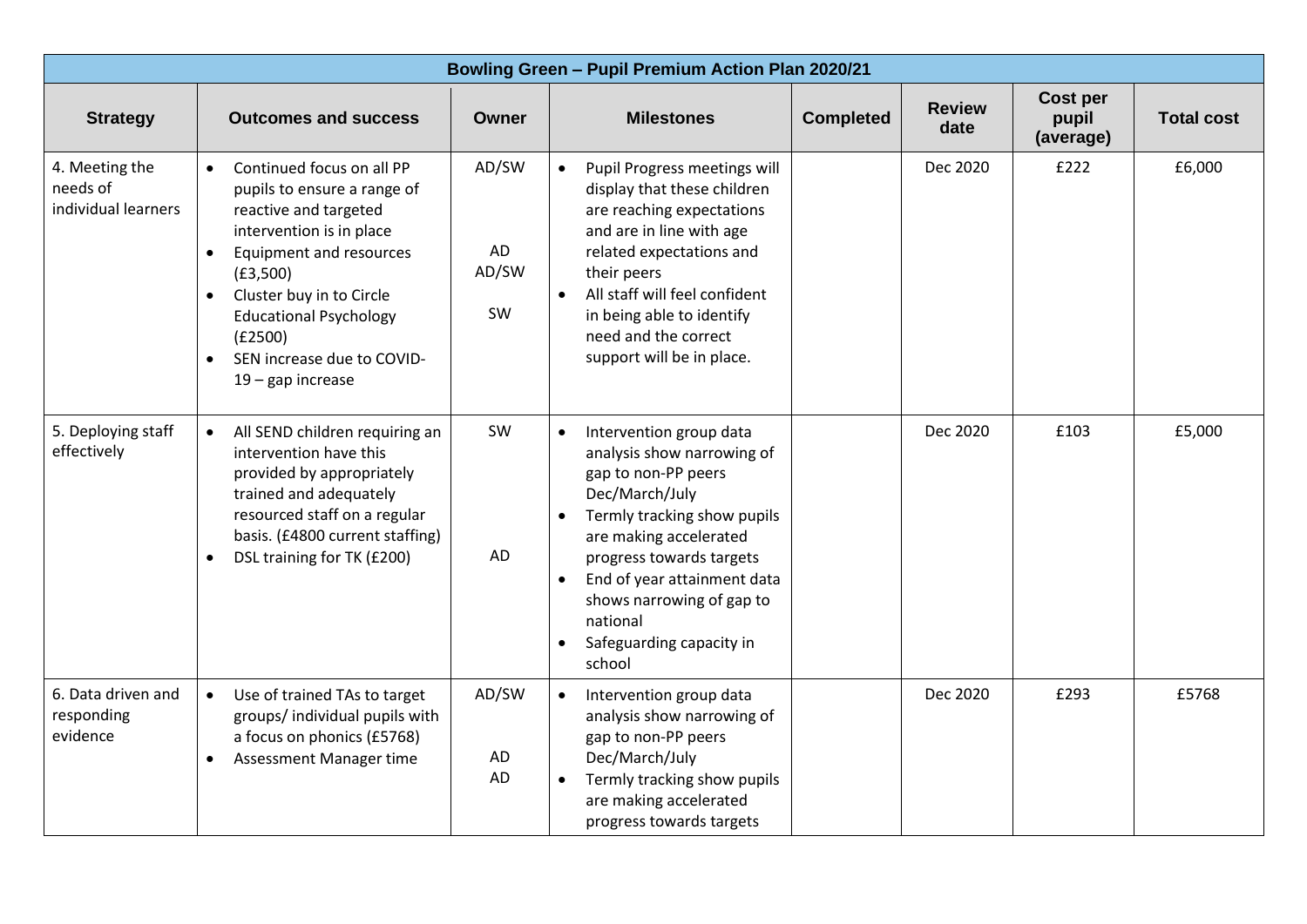| Bowling Green – Pupil Premium Action Plan 2020/21 | | | | | | | |
|---|---|---|---|---|---|---|---|
| **Strategy** | **Outcomes and success** | **Owner** | **Milestones** | **Completed** | **Review date** | **Cost per pupil (average)** | **Total cost** |
| 4. Meeting the needs of individual learners | • Continued focus on all PP pupils to ensure a range of reactive and targeted intervention is in place<br>• Equipment and resources (£3,500)<br>• Cluster buy in to Circle Educational Psychology (£2500)<br>• SEN increase due to COVID-19 – gap increase | AD/SW<br><br>AD<br>AD/SW<br><br>SW | • Pupil Progress meetings will display that these children are reaching expectations and are in line with age related expectations and their peers<br>• All staff will feel confident in being able to identify need and the correct support will be in place. | | Dec 2020 | £222 | £6,000 |
| 5. Deploying staff effectively | • All SEND children requiring an intervention have this provided by appropriately trained and adequately resourced staff on a regular basis. (£4800 current staffing)<br>• DSL training for TK (£200) | SW<br><br><br>AD | • Intervention group data analysis show narrowing of gap to non-PP peers Dec/March/July<br>• Termly tracking show pupils are making accelerated progress towards targets<br>• End of year attainment data shows narrowing of gap to national<br>• Safeguarding capacity in school | | Dec 2020 | £103 | £5,000 |
| 6. Data driven and responding evidence | • Use of trained TAs to target groups/ individual pupils with a focus on phonics (£5768)<br>• Assessment Manager time | AD/SW<br><br>AD<br>AD | • Intervention group data analysis show narrowing of gap to non-PP peers Dec/March/July<br>• Termly tracking show pupils are making accelerated progress towards targets | | Dec 2020 | £293 | £5768 |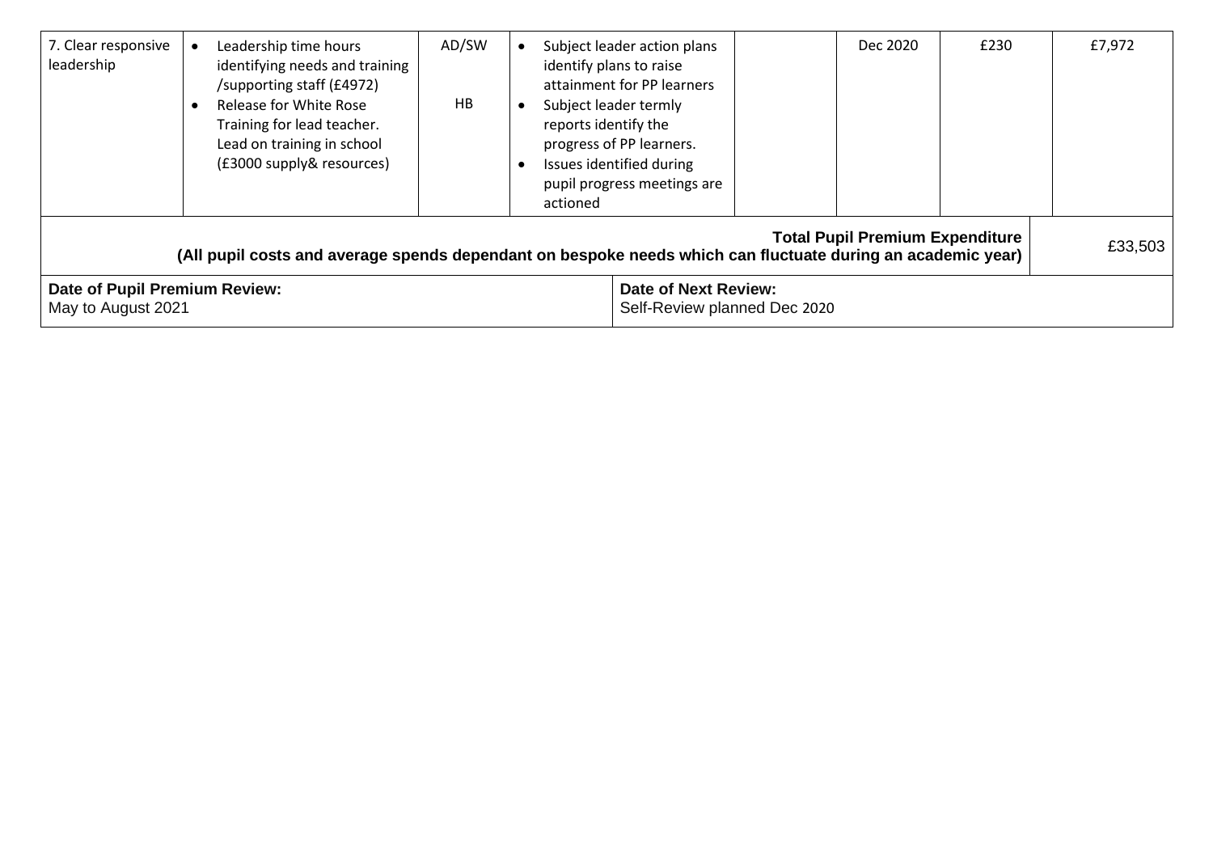| 7. Clear responsive leadership | • Leadership time hours identifying needs and training /supporting staff (£4972)<br>• Release for White Rose Training for lead teacher. Lead on training in school (£3000 supply& resources) | AD/SW<br><br>HB | • Subject leader action plans identify plans to raise attainment for PP learners<br>• Subject leader termly reports identify the progress of PP learners.<br>• Issues identified during pupil progress meetings are actioned | | Dec 2020 | £230 | | £7,972 |
|---|---|---|---|---|---|---|---|---|
| **Total Pupil Premium Expenditure (All pupil costs and average spends dependant on bespoke needs which can fluctuate during an academic year)** | | | | | | | | £33,503 |
| **Date of Pupil Premium Review:** May to August 2021 | | | | **Date of Next Review:** Self-Review planned Dec 2020 | | | | |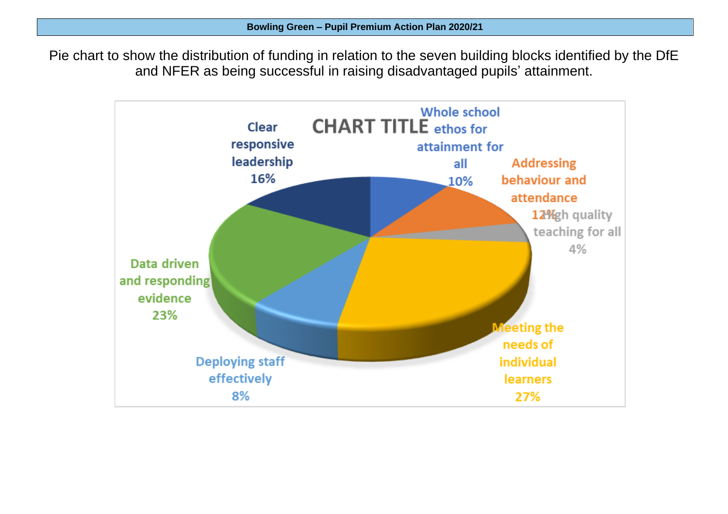Pie chart to show the distribution of funding in relation to the seven building blocks identified by the DfE and NFER as being successful in raising disadvantaged pupils' attainment.

CHART TITLE

- Whole school ethos for attainment for all 10%
- Addressing behaviour and attendance 12%
- High quality teaching for all 4%
- Meeting the needs of individual learners 27%
- Deploying staff effectively 8%
- Data driven and responding evidence 23%
- Clear responsive leadership 16%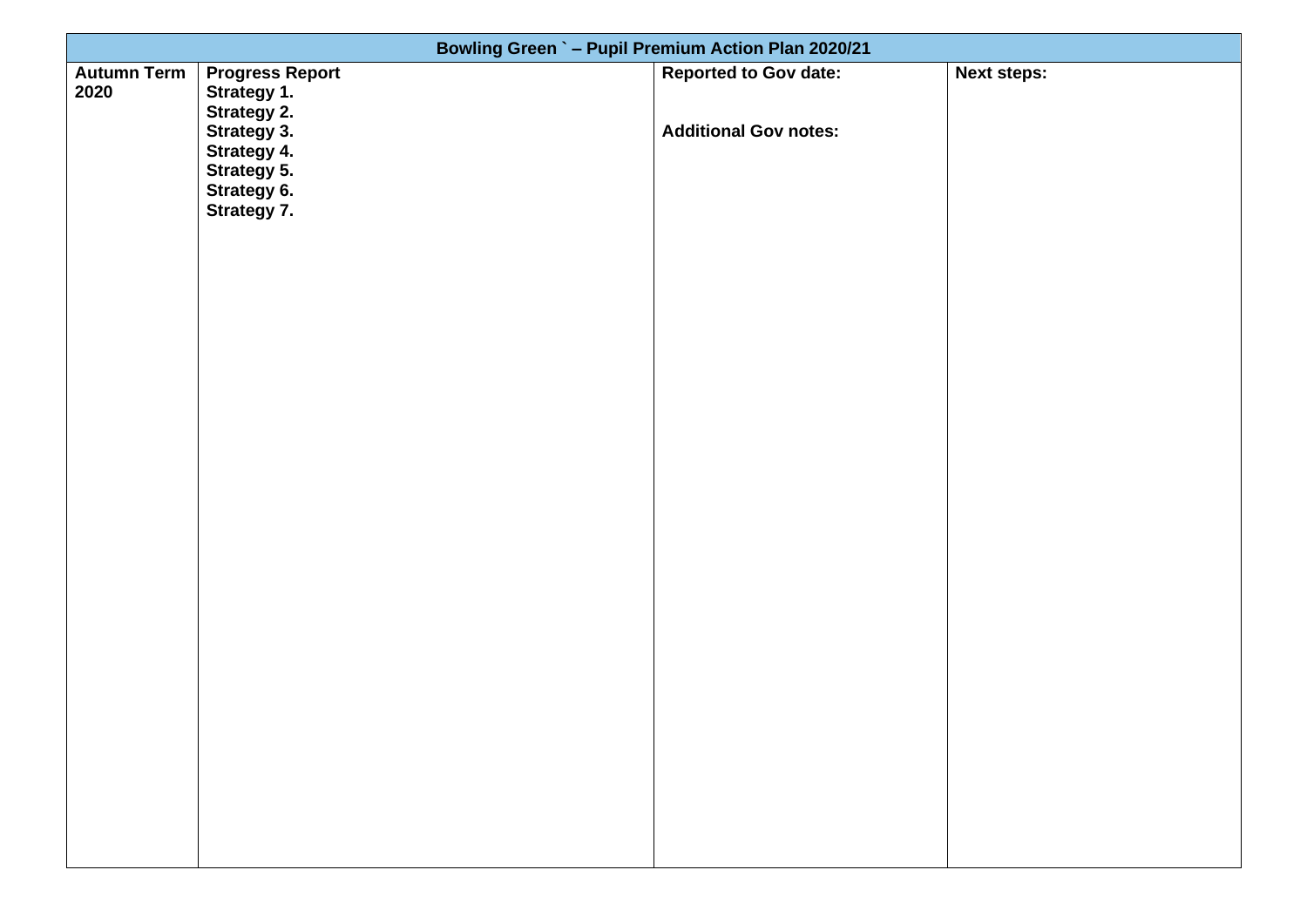| Bowling Green ` – Pupil Premium Action Plan 2020/21 | | | |
|---|---|---|---|
| **Autumn Term 2020** | **Progress Report**<br>**Strategy 1.**<br>**Strategy 2.**<br>**Strategy 3.**<br>**Strategy 4.**<br>**Strategy 5.**<br>**Strategy 6.**<br>**Strategy 7.** | **Reported to Gov date:**<br><br>**Additional Gov notes:** | **Next steps:** |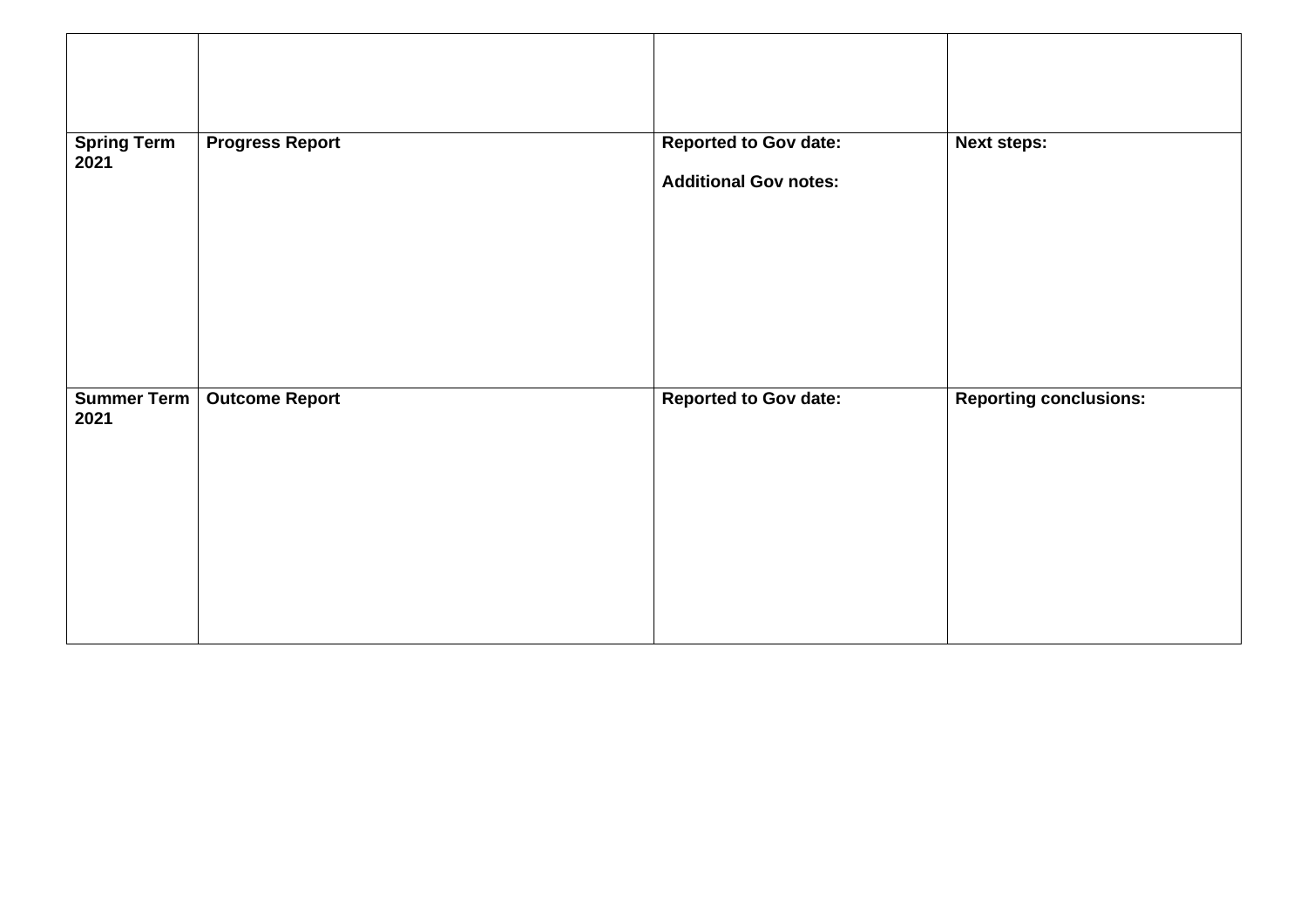| | | | |
|---|---|---|---|
| | | | |
| **Spring Term 2021** | **Progress Report** | **Reported to Gov date:**<br><br>**Additional Gov notes:** | **Next steps:** |
| **Summer Term 2021** | **Outcome Report** | **Reported to Gov date:** | **Reporting conclusions:** |